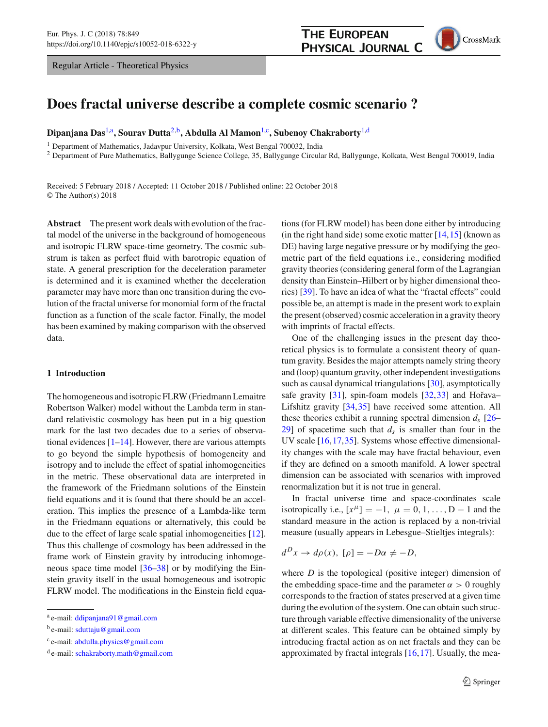Regular Article - Theoretical Physics

# Does fractal universe describe a complete cosmic scenario ?

**Dipanjana Das**[1,a], **Sourav Dutta**[2,b], **Abdulla Al Mamon**[1,c], **Subenoy Chakraborty**[1,d]

[1] Department of Mathematics, Jadavpur University, Kolkata, West Bengal 700032, India
[2] Department of Pure Mathematics, Ballygunge Science College, 35, Ballygunge Circular Rd, Ballygunge, Kolkata, West Bengal 700019, India

Received: 5 February 2018 / Accepted: 11 October 2018 / Published online: 22 October 2018
© The Author(s) 2018

**Abstract** The present work deals with evolution of the fractal model of the universe in the background of homogeneous and isotropic FLRW space-time geometry. The cosmic substrum is taken as perfect fluid with barotropic equation of state. A general prescription for the deceleration parameter is determined and it is examined whether the deceleration parameter may have more than one transition during the evolution of the fractal universe for monomial form of the fractal function as a function of the scale factor. Finally, the model has been examined by making comparison with the observed data.

## 1 Introduction

The homogeneous and isotropic FLRW (Friedmann Lemaitre Robertson Walker) model without the Lambda term in standard relativistic cosmology has been put in a big question mark for the last two decades due to a series of observational evidences [1–14]. However, there are various attempts to go beyond the simple hypothesis of homogeneity and isotropy and to include the effect of spatial inhomogeneities in the metric. These observational data are interpreted in the framework of the Friedmann solutions of the Einstein field equations and it is found that there should be an acceleration. This implies the presence of a Lambda-like term in the Friedmann equations or alternatively, this could be due to the effect of large scale spatial inhomogeneities [12]. Thus this challenge of cosmology has been addressed in the frame work of Einstein gravity by introducing inhomogeneous space time model [36–38] or by modifying the Einstein gravity itself in the usual homogeneous and isotropic FLRW model. The modifications in the Einstein field equations (for FLRW model) has been done either by introducing (in the right hand side) some exotic matter [14,15] (known as DE) having large negative pressure or by modifying the geometric part of the field equations i.e., considering modified gravity theories (considering general form of the Lagrangian density than Einstein–Hilbert or by higher dimensional theories) [39]. To have an idea of what the "fractal effects" could possible be, an attempt is made in the present work to explain the present (observed) cosmic acceleration in a gravity theory with imprints of fractal effects.

One of the challenging issues in the present day theoretical physics is to formulate a consistent theory of quantum gravity. Besides the major attempts namely string theory and (loop) quantum gravity, other independent investigations such as causal dynamical triangulations [30], asymptotically safe gravity [31], spin-foam models [32,33] and Hořava–Lifshitz gravity [34,35] have received some attention. All these theories exhibit a running spectral dimension $d_s$ [26–29] of spacetime such that $d_s$ is smaller than four in the UV scale [16,17,35]. Systems whose effective dimensionality changes with the scale may have fractal behaviour, even if they are defined on a smooth manifold. A lower spectral dimension can be associated with scenarios with improved renormalization but it is not true in general.

In fractal universe time and space-coordinates scale isotropically i.e., $[x^\mu] = -1,\ \mu = 0, 1, \ldots, D-1$ and the standard measure in the action is replaced by a non-trivial measure (usually appears in Lebesgue–Stieltjes integrals):

$$d^D x \to d\rho(x),\ [\rho] = -D\alpha \neq -D,$$

where $D$ is the topological (positive integer) dimension of the embedding space-time and the parameter $\alpha > 0$ roughly corresponds to the fraction of states preserved at a given time during the evolution of the system. One can obtain such structure through variable effective dimensionality of the universe at different scales. This feature can be obtained simply by introducing fractal action as on net fractals and they can be approximated by fractal integrals [16,17]. Usually, the mea-

---

[a] e-mail: ddipanjana91@gmail.com
[b] e-mail: sduttaju@gmail.com
[c] e-mail: abdulla.physics@gmail.com
[d] e-mail: schakraborty.math@gmail.com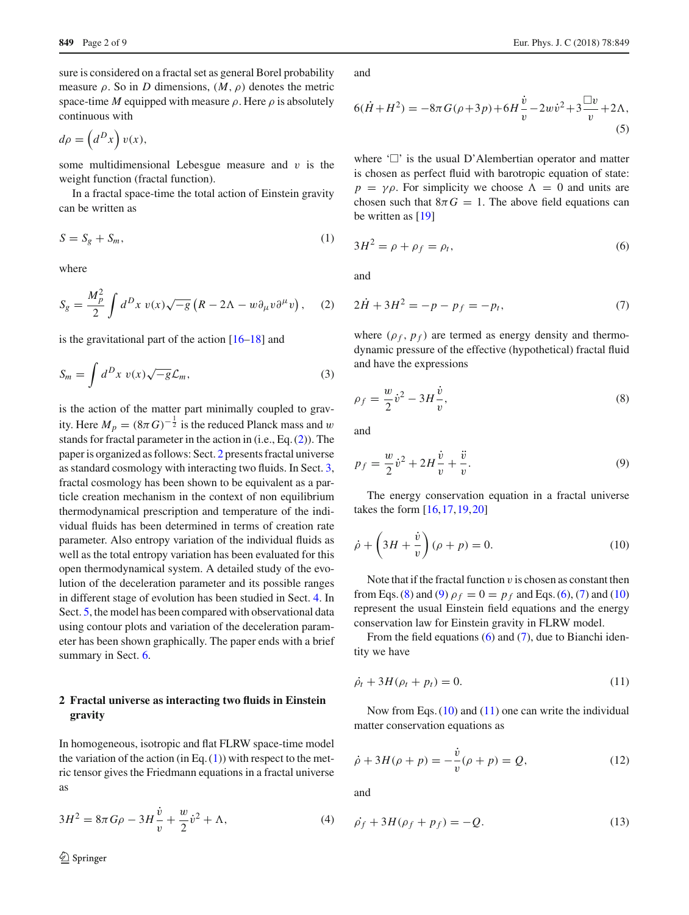sure is considered on a fractal set as general Borel probability measure $\rho$. So in $D$ dimensions, $(M, \rho)$ denotes the metric space-time $M$ equipped with measure $\rho$. Here $\rho$ is absolutely continuous with

$$d\rho = \left(d^D x\right) v(x),$$

some multidimensional Lebesgue measure and $v$ is the weight function (fractal function).

In a fractal space-time the total action of Einstein gravity can be written as

$$S = S_g + S_m, \tag{1}$$

where

$$S_g = \frac{M_p^2}{2} \int d^D x \; v(x)\sqrt{-g}\left(R - 2\Lambda - w\partial_\mu v \partial^\mu v\right), \tag{2}$$

is the gravitational part of the action [16–18] and

$$S_m = \int d^D x \; v(x)\sqrt{-g}\mathcal{L}_m, \tag{3}$$

is the action of the matter part minimally coupled to gravity. Here $M_p = (8\pi G)^{-\frac{1}{2}}$ is the reduced Planck mass and $w$ stands for fractal parameter in the action in (i.e., Eq. (2)). The paper is organized as follows: Sect. 2 presents fractal universe as standard cosmology with interacting two fluids. In Sect. 3, fractal cosmology has been shown to be equivalent as a particle creation mechanism in the context of non equilibrium thermodynamical prescription and temperature of the individual fluids has been determined in terms of creation rate parameter. Also entropy variation of the individual fluids as well as the total entropy variation has been evaluated for this open thermodynamical system. A detailed study of the evolution of the deceleration parameter and its possible ranges in different stage of evolution has been studied in Sect. 4. In Sect. 5, the model has been compared with observational data using contour plots and variation of the deceleration parameter has been shown graphically. The paper ends with a brief summary in Sect. 6.

## 2 Fractal universe as interacting two fluids in Einstein gravity

In homogeneous, isotropic and flat FLRW space-time model the variation of the action (in Eq. (1)) with respect to the metric tensor gives the Friedmann equations in a fractal universe as

$$3H^2 = 8\pi G\rho - 3H\frac{\dot{v}}{v} + \frac{w}{2}\dot{v}^2 + \Lambda, \tag{4}$$

and

$$6(\dot{H}+H^2) = -8\pi G(\rho+3p) + 6H\frac{\dot{v}}{v} - 2w\dot{v}^2 + 3\frac{\Box v}{v} + 2\Lambda, \tag{5}$$

where '$\Box$' is the usual D'Alembertian operator and matter is chosen as perfect fluid with barotropic equation of state: $p = \gamma\rho$. For simplicity we choose $\Lambda = 0$ and units are chosen such that $8\pi G = 1$. The above field equations can be written as [19]

$$3H^2 = \rho + \rho_f = \rho_t, \tag{6}$$

and

$$2\dot{H} + 3H^2 = -p - p_f = -p_t, \tag{7}$$

where $(\rho_f, p_f)$ are termed as energy density and thermodynamic pressure of the effective (hypothetical) fractal fluid and have the expressions

$$\rho_f = \frac{w}{2}\dot{v}^2 - 3H\frac{\dot{v}}{v}, \tag{8}$$

and

$$p_f = \frac{w}{2}\dot{v}^2 + 2H\frac{\dot{v}}{v} + \frac{\ddot{v}}{v}. \tag{9}$$

The energy conservation equation in a fractal universe takes the form [16,17,19,20]

$$\dot{\rho} + \left(3H + \frac{\dot{v}}{v}\right)(\rho + p) = 0. \tag{10}$$

Note that if the fractal function $v$ is chosen as constant then from Eqs. (8) and (9) $\rho_f = 0 = p_f$ and Eqs. (6), (7) and (10) represent the usual Einstein field equations and the energy conservation law for Einstein gravity in FLRW model.

From the field equations (6) and (7), due to Bianchi identity we have

$$\dot{\rho_t} + 3H(\rho_t + p_t) = 0. \tag{11}$$

Now from Eqs. (10) and (11) one can write the individual matter conservation equations as

$$\dot{\rho} + 3H(\rho + p) = -\frac{\dot{v}}{v}(\rho + p) = Q, \tag{12}$$

and

$$\dot{\rho_f} + 3H(\rho_f + p_f) = -Q. \tag{13}$$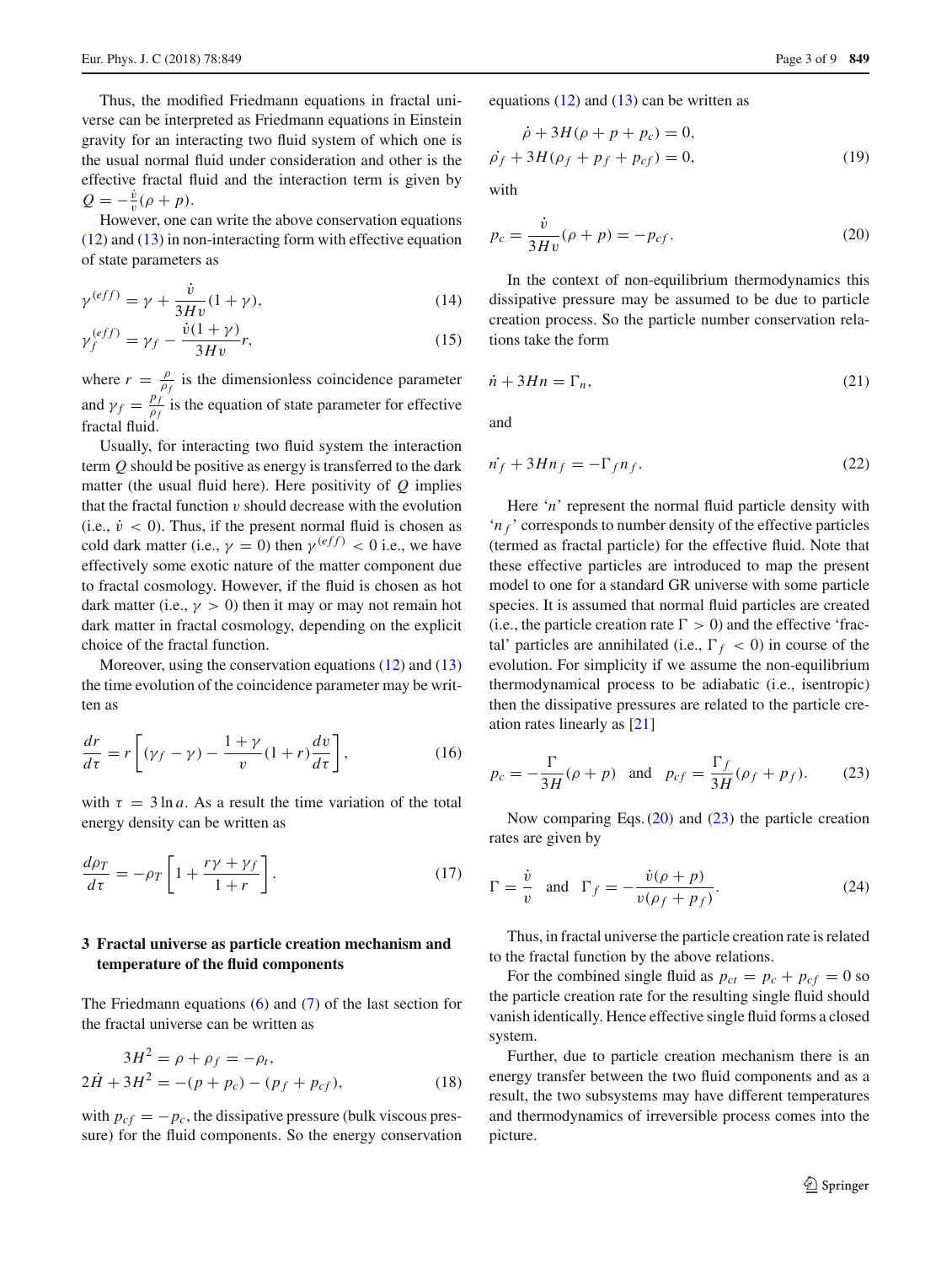Thus, the modified Friedmann equations in fractal universe can be interpreted as Friedmann equations in Einstein gravity for an interacting two fluid system of which one is the usual normal fluid under consideration and other is the effective fractal fluid and the interaction term is given by $Q = -\frac{\dot{v}}{v}(\rho + p)$.

However, one can write the above conservation equations (12) and (13) in non-interacting form with effective equation of state parameters as

$$\gamma^{(eff)} = \gamma + \frac{\dot{v}}{3Hv}(1+\gamma), \tag{14}$$

$$\gamma_f^{(eff)} = \gamma_f - \frac{\dot{v}(1+\gamma)}{3Hv}r, \tag{15}$$

where $r = \frac{\rho}{\rho_f}$ is the dimensionless coincidence parameter and $\gamma_f = \frac{p_f}{\rho_f}$ is the equation of state parameter for effective fractal fluid.

Usually, for interacting two fluid system the interaction term $Q$ should be positive as energy is transferred to the dark matter (the usual fluid here). Here positivity of $Q$ implies that the fractal function $v$ should decrease with the evolution (i.e., $\dot{v} < 0$). Thus, if the present normal fluid is chosen as cold dark matter (i.e., $\gamma = 0$) then $\gamma^{(eff)} < 0$ i.e., we have effectively some exotic nature of the matter component due to fractal cosmology. However, if the fluid is chosen as hot dark matter (i.e., $\gamma > 0$) then it may or may not remain hot dark matter in fractal cosmology, depending on the explicit choice of the fractal function.

Moreover, using the conservation equations (12) and (13) the time evolution of the coincidence parameter may be written as

$$\frac{dr}{d\tau} = r\left[(\gamma_f - \gamma) - \frac{1+\gamma}{v}(1+r)\frac{dv}{d\tau}\right], \tag{16}$$

with $\tau = 3\ln a$. As a result the time variation of the total energy density can be written as

$$\frac{d\rho_T}{d\tau} = -\rho_T\left[1 + \frac{r\gamma + \gamma_f}{1+r}\right]. \tag{17}$$

## 3 Fractal universe as particle creation mechanism and temperature of the fluid components

The Friedmann equations (6) and (7) of the last section for the fractal universe can be written as

$$\begin{aligned} 3H^2 &= \rho + \rho_f = -\rho_t, \\ 2\dot{H} + 3H^2 &= -(p + p_c) - (p_f + p_{cf}), \end{aligned} \tag{18}$$

with $p_{cf} = -p_c$, the dissipative pressure (bulk viscous pressure) for the fluid components. So the energy conservation equations (12) and (13) can be written as

$$\begin{aligned} \dot{\rho} + 3H(\rho + p + p_c) &= 0, \\ \dot{\rho_f} + 3H(\rho_f + p_f + p_{cf}) &= 0, \end{aligned} \tag{19}$$

with

$$p_c = \frac{\dot{v}}{3Hv}(\rho + p) = -p_{cf}. \tag{20}$$

In the context of non-equilibrium thermodynamics this dissipative pressure may be assumed to be due to particle creation process. So the particle number conservation relations take the form

$$\dot{n} + 3Hn = \Gamma_n, \tag{21}$$

and

$$\dot{n_f} + 3Hn_f = -\Gamma_f n_f. \tag{22}$$

Here '$n$' represent the normal fluid particle density with '$n_f$' corresponds to number density of the effective particles (termed as fractal particle) for the effective fluid. Note that these effective particles are introduced to map the present model to one for a standard GR universe with some particle species. It is assumed that normal fluid particles are created (i.e., the particle creation rate $\Gamma > 0$) and the effective 'fractal' particles are annihilated (i.e., $\Gamma_f < 0$) in course of the evolution. For simplicity if we assume the non-equilibrium thermodynamical process to be adiabatic (i.e., isentropic) then the dissipative pressures are related to the particle creation rates linearly as [21]

$$p_c = -\frac{\Gamma}{3H}(\rho + p) \quad \text{and} \quad p_{cf} = \frac{\Gamma_f}{3H}(\rho_f + p_f). \tag{23}$$

Now comparing Eqs. (20) and (23) the particle creation rates are given by

$$\Gamma = \frac{\dot{v}}{v} \quad \text{and} \quad \Gamma_f = -\frac{\dot{v}(\rho + p)}{v(\rho_f + p_f)}. \tag{24}$$

Thus, in fractal universe the particle creation rate is related to the fractal function by the above relations.

For the combined single fluid as $p_{ct} = p_c + p_{cf} = 0$ so the particle creation rate for the resulting single fluid should vanish identically. Hence effective single fluid forms a closed system.

Further, due to particle creation mechanism there is an energy transfer between the two fluid components and as a result, the two subsystems may have different temperatures and thermodynamics of irreversible process comes into the picture.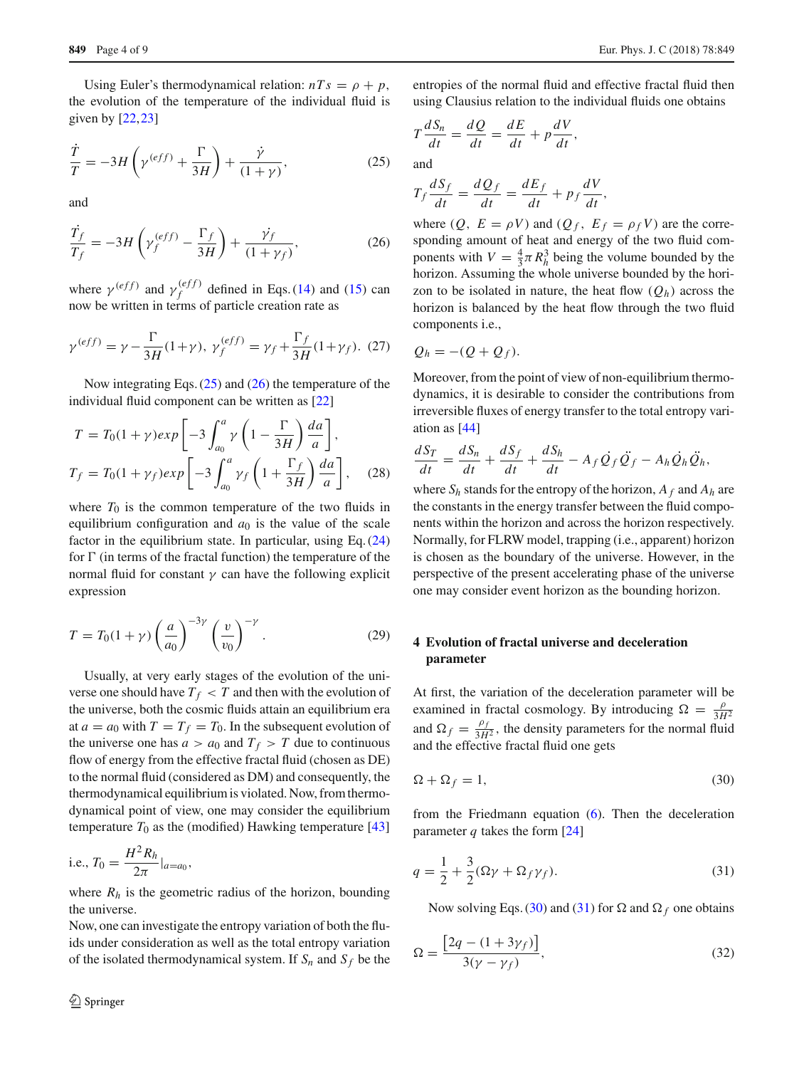Using Euler's thermodynamical relation: $nTs = \rho + p$, the evolution of the temperature of the individual fluid is given by [22,23]

$$\frac{\dot{T}}{T} = -3H\left(\gamma^{(eff)} + \frac{\Gamma}{3H}\right) + \frac{\dot{\gamma}}{(1+\gamma)}, \tag{25}$$

and

$$\frac{\dot{T_f}}{T_f} = -3H\left(\gamma_f^{(eff)} - \frac{\Gamma_f}{3H}\right) + \frac{\dot{\gamma_f}}{(1+\gamma_f)}, \tag{26}$$

where $\gamma^{(eff)}$ and $\gamma_f^{(eff)}$ defined in Eqs. (14) and (15) can now be written in terms of particle creation rate as

$$\gamma^{(eff)} = \gamma - \frac{\Gamma}{3H}(1+\gamma),\ \gamma_f^{(eff)} = \gamma_f + \frac{\Gamma_f}{3H}(1+\gamma_f). \tag{27}$$

Now integrating Eqs. (25) and (26) the temperature of the individual fluid component can be written as [22]

$$\begin{aligned} T &= T_0(1+\gamma)exp\left[-3\int_{a_0}^{a}\gamma\left(1-\frac{\Gamma}{3H}\right)\frac{da}{a}\right], \\ T_f &= T_0(1+\gamma_f)exp\left[-3\int_{a_0}^{a}\gamma_f\left(1+\frac{\Gamma_f}{3H}\right)\frac{da}{a}\right], \end{aligned} \tag{28}$$

where $T_0$ is the common temperature of the two fluids in equilibrium configuration and $a_0$ is the value of the scale factor in the equilibrium state. In particular, using Eq. (24) for $\Gamma$ (in terms of the fractal function) the temperature of the normal fluid for constant $\gamma$ can have the following explicit expression

$$T = T_0(1+\gamma)\left(\frac{a}{a_0}\right)^{-3\gamma}\left(\frac{v}{v_0}\right)^{-\gamma}. \tag{29}$$

Usually, at very early stages of the evolution of the universe one should have $T_f < T$ and then with the evolution of the universe, both the cosmic fluids attain an equilibrium era at $a = a_0$ with $T = T_f = T_0$. In the subsequent evolution of the universe one has $a > a_0$ and $T_f > T$ due to continuous flow of energy from the effective fractal fluid (chosen as DE) to the normal fluid (considered as DM) and consequently, the thermodynamical equilibrium is violated. Now, from thermodynamical point of view, one may consider the equilibrium temperature $T_0$ as the (modified) Hawking temperature [43]

i.e., $T_0 = \frac{H^2 R_h}{2\pi}|_{a=a_0}$,

where $R_h$ is the geometric radius of the horizon, bounding the universe.

Now, one can investigate the entropy variation of both the fluids under consideration as well as the total entropy variation of the isolated thermodynamical system. If $S_n$ and $S_f$ be the entropies of the normal fluid and effective fractal fluid then using Clausius relation to the individual fluids one obtains

$$T\frac{dS_n}{dt} = \frac{dQ}{dt} = \frac{dE}{dt} + p\frac{dV}{dt},$$

and

$$T_f\frac{dS_f}{dt} = \frac{dQ_f}{dt} = \frac{dE_f}{dt} + p_f\frac{dV}{dt},$$

where $(Q,\ E = \rho V)$ and $(Q_f,\ E_f = \rho_f V)$ are the corresponding amount of heat and energy of the two fluid components with $V = \frac{4}{3}\pi R_h^3$ being the volume bounded by the horizon. Assuming the whole universe bounded by the horizon to be isolated in nature, the heat flow $(Q_h)$ across the horizon is balanced by the heat flow through the two fluid components i.e.,

$$Q_h = -(Q + Q_f).$$

Moreover, from the point of view of non-equilibrium thermodynamics, it is desirable to consider the contributions from irreversible fluxes of energy transfer to the total entropy variation as [44]

$$\frac{dS_T}{dt} = \frac{dS_n}{dt} + \frac{dS_f}{dt} + \frac{dS_h}{dt} - A_f\dot{Q}_f\ddot{Q}_f - A_h\dot{Q}_h\ddot{Q}_h,$$

where $S_h$ stands for the entropy of the horizon, $A_f$ and $A_h$ are the constants in the energy transfer between the fluid components within the horizon and across the horizon respectively. Normally, for FLRW model, trapping (i.e., apparent) horizon is chosen as the boundary of the universe. However, in the perspective of the present accelerating phase of the universe one may consider event horizon as the bounding horizon.

## 4 Evolution of fractal universe and deceleration parameter

At first, the variation of the deceleration parameter will be examined in fractal cosmology. By introducing $\Omega = \frac{\rho}{3H^2}$ and $\Omega_f = \frac{\rho_f}{3H^2}$, the density parameters for the normal fluid and the effective fractal fluid one gets

$$\Omega + \Omega_f = 1, \tag{30}$$

from the Friedmann equation (6). Then the deceleration parameter $q$ takes the form [24]

$$q = \frac{1}{2} + \frac{3}{2}(\Omega\gamma + \Omega_f\gamma_f). \tag{31}$$

Now solving Eqs. (30) and (31) for $\Omega$ and $\Omega_f$ one obtains

$$\Omega = \frac{\left[2q - (1+3\gamma_f)\right]}{3(\gamma - \gamma_f)}, \tag{32}$$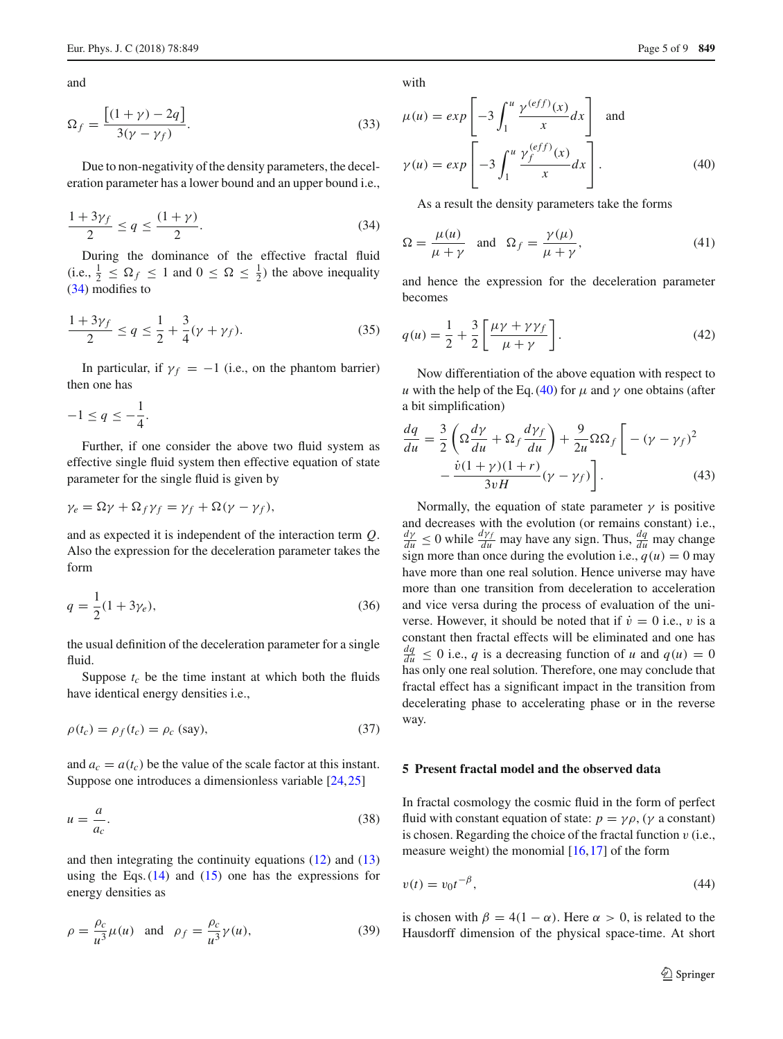and

$$\Omega_f = \frac{\left[(1+\gamma) - 2q\right]}{3(\gamma - \gamma_f)}. \tag{33}$$

Due to non-negativity of the density parameters, the deceleration parameter has a lower bound and an upper bound i.e.,

$$\frac{1+3\gamma_f}{2} \leq q \leq \frac{(1+\gamma)}{2}. \tag{34}$$

During the dominance of the effective fractal fluid (i.e., $\frac{1}{2} \leq \Omega_f \leq 1$ and $0 \leq \Omega \leq \frac{1}{2}$) the above inequality (34) modifies to

$$\frac{1+3\gamma_f}{2} \leq q \leq \frac{1}{2} + \frac{3}{4}(\gamma + \gamma_f). \tag{35}$$

In particular, if $\gamma_f = -1$ (i.e., on the phantom barrier) then one has

$$-1 \leq q \leq -\frac{1}{4}.$$

Further, if one consider the above two fluid system as effective single fluid system then effective equation of state parameter for the single fluid is given by

$$\gamma_e = \Omega\gamma + \Omega_f\gamma_f = \gamma_f + \Omega(\gamma - \gamma_f),$$

and as expected it is independent of the interaction term $Q$. Also the expression for the deceleration parameter takes the form

$$q = \frac{1}{2}(1 + 3\gamma_e), \tag{36}$$

the usual definition of the deceleration parameter for a single fluid.

Suppose $t_c$ be the time instant at which both the fluids have identical energy densities i.e.,

$$\rho(t_c) = \rho_f(t_c) = \rho_c \text{ (say)}, \tag{37}$$

and $a_c = a(t_c)$ be the value of the scale factor at this instant. Suppose one introduces a dimensionless variable [24,25]

$$u = \frac{a}{a_c}. \tag{38}$$

and then integrating the continuity equations (12) and (13) using the Eqs. (14) and (15) one has the expressions for energy densities as

$$\rho = \frac{\rho_c}{u^3}\mu(u) \quad \text{and} \quad \rho_f = \frac{\rho_c}{u^3}\gamma(u), \tag{39}$$

with

$$\mu(u) = exp\left[-3\int_1^u \frac{\gamma^{(eff)}(x)}{x}dx\right] \quad \text{and}$$
$$\gamma(u) = exp\left[-3\int_1^u \frac{\gamma_f^{(eff)}(x)}{x}dx\right]. \tag{40}$$

As a result the density parameters take the forms

$$\Omega = \frac{\mu(u)}{\mu + \gamma} \quad \text{and} \quad \Omega_f = \frac{\gamma(\mu)}{\mu + \gamma}, \tag{41}$$

and hence the expression for the deceleration parameter becomes

$$q(u) = \frac{1}{2} + \frac{3}{2}\left[\frac{\mu\gamma + \gamma\gamma_f}{\mu + \gamma}\right]. \tag{42}$$

Now differentiation of the above equation with respect to $u$ with the help of the Eq. (40) for $\mu$ and $\gamma$ one obtains (after a bit simplification)

$$\frac{dq}{du} = \frac{3}{2}\left(\Omega\frac{d\gamma}{du} + \Omega_f\frac{d\gamma_f}{du}\right) + \frac{9}{2u}\Omega\Omega_f\Bigg[-(\gamma - \gamma_f)^2 - \frac{\dot{v}(1+\gamma)(1+r)}{3vH}(\gamma - \gamma_f)\Bigg]. \tag{43}$$

Normally, the equation of state parameter $\gamma$ is positive and decreases with the evolution (or remains constant) i.e., $\frac{d\gamma}{du} \leq 0$ while $\frac{d\gamma_f}{du}$ may have any sign. Thus, $\frac{dq}{du}$ may change sign more than once during the evolution i.e., $q(u) = 0$ may have more than one real solution. Hence universe may have more than one transition from deceleration to acceleration and vice versa during the process of evaluation of the universe. However, it should be noted that if $\dot{v} = 0$ i.e., $v$ is a constant then fractal effects will be eliminated and one has $\frac{dq}{du} \leq 0$ i.e., $q$ is a decreasing function of $u$ and $q(u) = 0$ has only one real solution. Therefore, one may conclude that fractal effect has a significant impact in the transition from decelerating phase to accelerating phase or in the reverse way.

## 5 Present fractal model and the observed data

In fractal cosmology the cosmic fluid in the form of perfect fluid with constant equation of state: $p = \gamma\rho$, ($\gamma$ a constant) is chosen. Regarding the choice of the fractal function $v$ (i.e., measure weight) the monomial [16,17] of the form

$$v(t) = v_0 t^{-\beta}, \tag{44}$$

is chosen with $\beta = 4(1-\alpha)$. Here $\alpha > 0$, is related to the Hausdorff dimension of the physical space-time. At short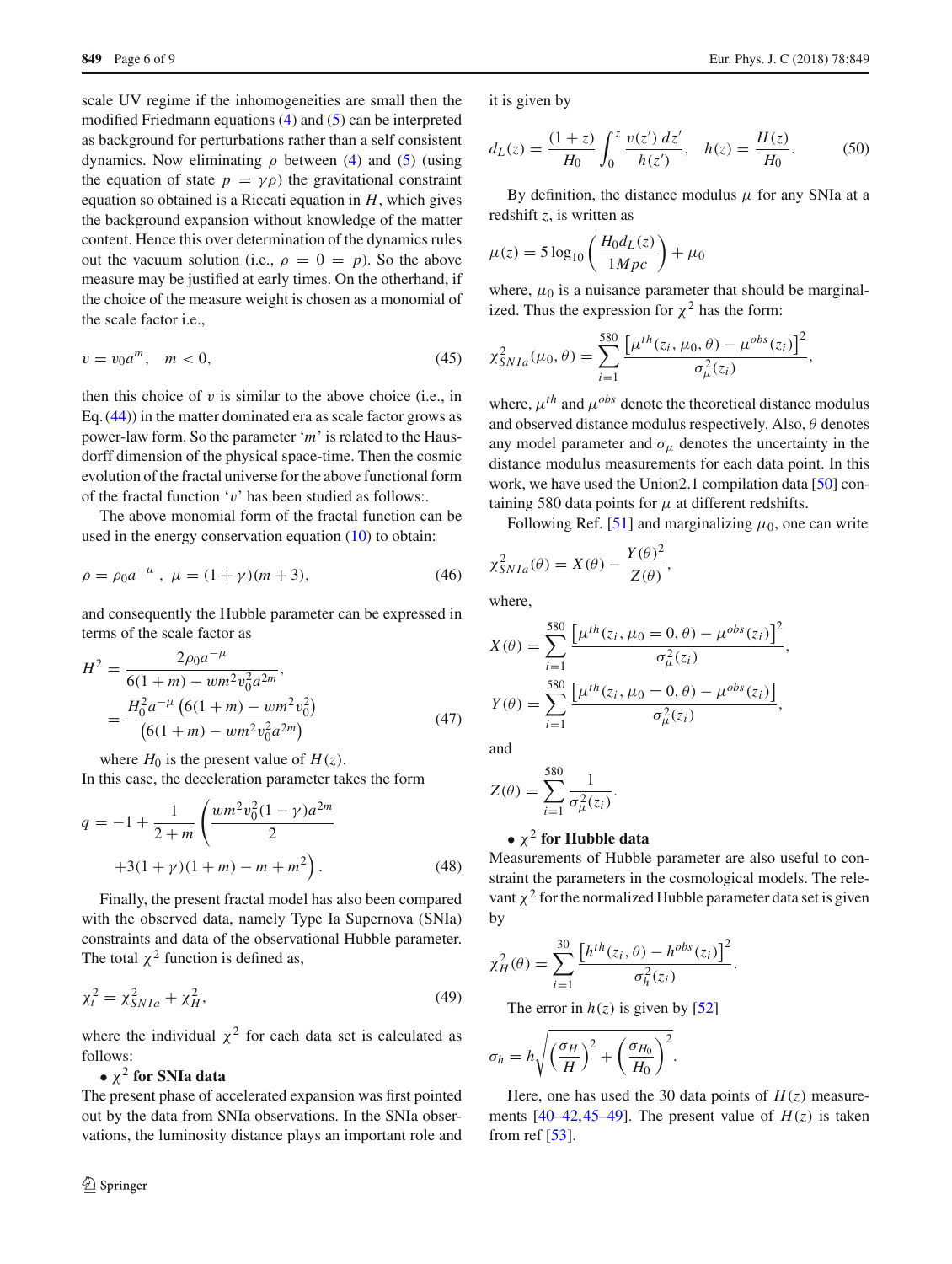scale UV regime if the inhomogeneities are small then the modified Friedmann equations (4) and (5) can be interpreted as background for perturbations rather than a self consistent dynamics. Now eliminating $\rho$ between (4) and (5) (using the equation of state $p = \gamma\rho$) the gravitational constraint equation so obtained is a Riccati equation in $H$, which gives the background expansion without knowledge of the matter content. Hence this over determination of the dynamics rules out the vacuum solution (i.e., $\rho = 0 = p$). So the above measure may be justified at early times. On the otherhand, if the choice of the measure weight is chosen as a monomial of the scale factor i.e.,

$$v = v_0 a^m, \quad m < 0, \tag{45}$$

then this choice of $v$ is similar to the above choice (i.e., in Eq. (44)) in the matter dominated era as scale factor grows as power-law form. So the parameter '$m$' is related to the Hausdorff dimension of the physical space-time. Then the cosmic evolution of the fractal universe for the above functional form of the fractal function '$v$' has been studied as follows:.

The above monomial form of the fractal function can be used in the energy conservation equation (10) to obtain:

$$\rho = \rho_0 a^{-\mu}, \ \mu = (1+\gamma)(m+3), \tag{46}$$

and consequently the Hubble parameter can be expressed in terms of the scale factor as

$$\begin{aligned} H^2 &= \frac{2\rho_0 a^{-\mu}}{6(1+m) - wm^2 v_0^2 a^{2m}}, \\ &= \frac{H_0^2 a^{-\mu}\left(6(1+m) - wm^2 v_0^2\right)}{\left(6(1+m) - wm^2 v_0^2 a^{2m}\right)} \end{aligned} \tag{47}$$

where $H_0$ is the present value of $H(z)$.
In this case, the deceleration parameter takes the form

$$q = -1 + \frac{1}{2+m}\left(\frac{wm^2 v_0^2 (1-\gamma) a^{2m}}{2} + 3(1+\gamma)(1+m) - m + m^2\right). \tag{48}$$

Finally, the present fractal model has also been compared with the observed data, namely Type Ia Supernova (SNIa) constraints and data of the observational Hubble parameter. The total $\chi^2$ function is defined as,

$$\chi_t^2 = \chi_{SNIa}^2 + \chi_H^2, \tag{49}$$

where the individual $\chi^2$ for each data set is calculated as follows:

• **$\chi^2$ for SNIa data**
The present phase of accelerated expansion was first pointed out by the data from SNIa observations. In the SNIa observations, the luminosity distance plays an important role and it is given by

$$d_L(z) = \frac{(1+z)}{H_0}\int_0^z \frac{v(z')\,dz'}{h(z')}, \quad h(z) = \frac{H(z)}{H_0}. \tag{50}$$

By definition, the distance modulus $\mu$ for any SNIa at a redshift $z$, is written as

$$\mu(z) = 5\log_{10}\left(\frac{H_0 d_L(z)}{1Mpc}\right) + \mu_0$$

where, $\mu_0$ is a nuisance parameter that should be marginalized. Thus the expression for $\chi^2$ has the form:

$$\chi_{SNIa}^2(\mu_0, \theta) = \sum_{i=1}^{580} \frac{\left[\mu^{th}(z_i, \mu_0, \theta) - \mu^{obs}(z_i)\right]^2}{\sigma_\mu^2(z_i)},$$

where, $\mu^{th}$ and $\mu^{obs}$ denote the theoretical distance modulus and observed distance modulus respectively. Also, $\theta$ denotes any model parameter and $\sigma_\mu$ denotes the uncertainty in the distance modulus measurements for each data point. In this work, we have used the Union2.1 compilation data [50] containing 580 data points for $\mu$ at different redshifts.

Following Ref. [51] and marginalizing $\mu_0$, one can write

$$\chi_{SNIa}^2(\theta) = X(\theta) - \frac{Y(\theta)^2}{Z(\theta)},$$

where,

$$X(\theta) = \sum_{i=1}^{580} \frac{\left[\mu^{th}(z_i, \mu_0 = 0, \theta) - \mu^{obs}(z_i)\right]^2}{\sigma_\mu^2(z_i)},$$

$$Y(\theta) = \sum_{i=1}^{580} \frac{\left[\mu^{th}(z_i, \mu_0 = 0, \theta) - \mu^{obs}(z_i)\right]}{\sigma_\mu^2(z_i)},$$

and

$$Z(\theta) = \sum_{i=1}^{580} \frac{1}{\sigma_\mu^2(z_i)}.$$

• **$\chi^2$ for Hubble data**
Measurements of Hubble parameter are also useful to constraint the parameters in the cosmological models. The relevant $\chi^2$ for the normalized Hubble parameter data set is given by

$$\chi_H^2(\theta) = \sum_{i=1}^{30} \frac{\left[h^{th}(z_i, \theta) - h^{obs}(z_i)\right]^2}{\sigma_h^2(z_i)}.$$

The error in $h(z)$ is given by [52]

$$\sigma_h = h\sqrt{\left(\frac{\sigma_H}{H}\right)^2 + \left(\frac{\sigma_{H_0}}{H_0}\right)^2}.$$

Here, one has used the 30 data points of $H(z)$ measurements [40–42,45–49]. The present value of $H(z)$ is taken from ref [53].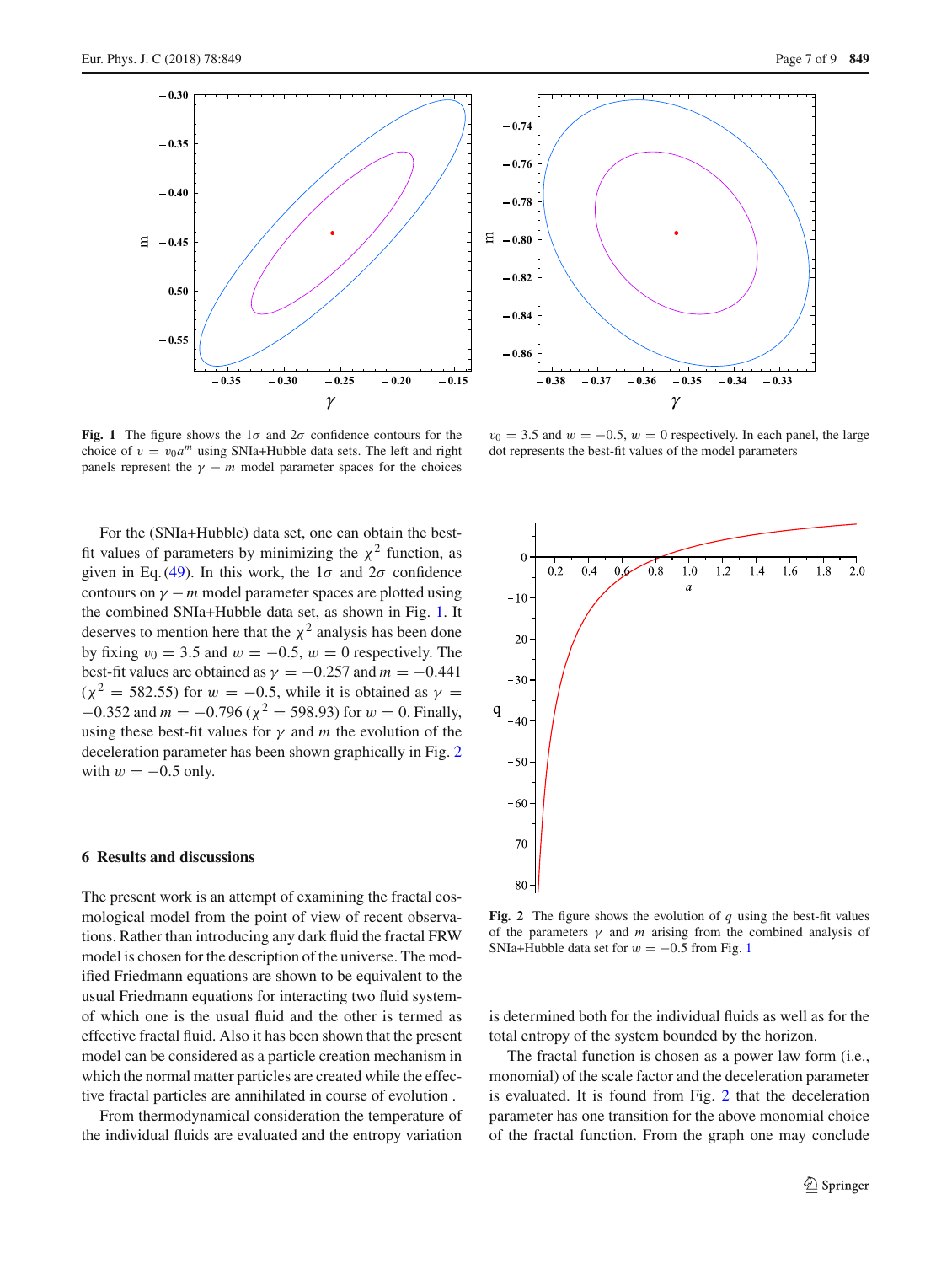**Fig. 1** The figure shows the $1\sigma$ and $2\sigma$ confidence contours for the choice of $v = v_0 a^m$ using SNIa+Hubble data sets. The left and right panels represent the $\gamma - m$ model parameter spaces for the choices $v_0 = 3.5$ and $w = -0.5$, $w = 0$ respectively. In each panel, the large dot represents the best-fit values of the model parameters

For the (SNIa+Hubble) data set, one can obtain the best-fit values of parameters by minimizing the $\chi^2$ function, as given in Eq. (49). In this work, the $1\sigma$ and $2\sigma$ confidence contours on $\gamma - m$ model parameter spaces are plotted using the combined SNIa+Hubble data set, as shown in Fig. 1. It deserves to mention here that the $\chi^2$ analysis has been done by fixing $v_0 = 3.5$ and $w = -0.5$, $w = 0$ respectively. The best-fit values are obtained as $\gamma = -0.257$ and $m = -0.441$ ($\chi^2 = 582.55$) for $w = -0.5$, while it is obtained as $\gamma = -0.352$ and $m = -0.796$ ($\chi^2 = 598.93$) for $w = 0$. Finally, using these best-fit values for $\gamma$ and $m$ the evolution of the deceleration parameter has been shown graphically in Fig. 2 with $w = -0.5$ only.

**Fig. 2** The figure shows the evolution of $q$ using the best-fit values of the parameters $\gamma$ and $m$ arising from the combined analysis of SNIa+Hubble data set for $w = -0.5$ from Fig. 1

## 6 Results and discussions

The present work is an attempt of examining the fractal cosmological model from the point of view of recent observations. Rather than introducing any dark fluid the fractal FRW model is chosen for the description of the universe. The modified Friedmann equations are shown to be equivalent to the usual Friedmann equations for interacting two fluid system- of which one is the usual fluid and the other is termed as effective fractal fluid. Also it has been shown that the present model can be considered as a particle creation mechanism in which the normal matter particles are created while the effective fractal particles are annihilated in course of evolution .

From thermodynamical consideration the temperature of the individual fluids are evaluated and the entropy variation is determined both for the individual fluids as well as for the total entropy of the system bounded by the horizon.

The fractal function is chosen as a power law form (i.e., monomial) of the scale factor and the deceleration parameter is evaluated. It is found from Fig. 2 that the deceleration parameter has one transition for the above monomial choice of the fractal function. From the graph one may conclude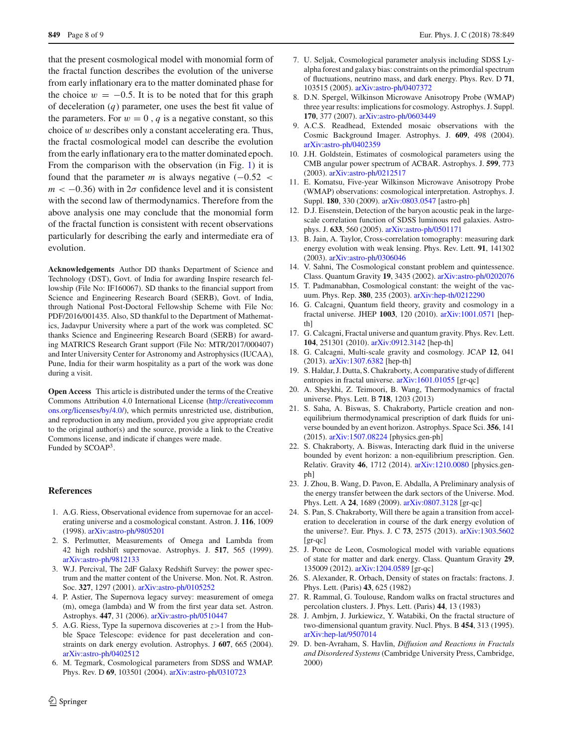that the present cosmological model with monomial form of the fractal function describes the evolution of the universe from early inflationary era to the matter dominated phase for the choice $w = -0.5$. It is to be noted that for this graph of deceleration ($q$) parameter, one uses the best fit value of the parameters. For $w = 0$ , $q$ is a negative constant, so this choice of $w$ describes only a constant accelerating era. Thus, the fractal cosmological model can describe the evolution from the early inflationary era to the matter dominated epoch. From the comparison with the observation (in Fig. 1) it is found that the parameter $m$ is always negative ($-0.52 < m < -0.36$) with in $2\sigma$ confidence level and it is consistent with the second law of thermodynamics. Therefore from the above analysis one may conclude that the monomial form of the fractal function is consistent with recent observations particularly for describing the early and intermediate era of evolution.

**Acknowledgements** Author DD thanks Department of Science and Technology (DST), Govt. of India for awarding Inspire research fellowship (File No: IF160067). SD thanks to the financial support from Science and Engineering Research Board (SERB), Govt. of India, through National Post-Doctoral Fellowship Scheme with File No: PDF/2016/001435. Also, SD thankful to the Department of Mathematics, Jadavpur University where a part of the work was completed. SC thanks Science and Engineering Research Board (SERB) for awarding MATRICS Research Grant support (File No: MTR/2017/000407) and Inter University Center for Astronomy and Astrophysics (IUCAA), Pune, India for their warm hospitality as a part of the work was done during a visit.

**Open Access** This article is distributed under the terms of the Creative Commons Attribution 4.0 International License (http://creativecommons.org/licenses/by/4.0/), which permits unrestricted use, distribution, and reproduction in any medium, provided you give appropriate credit to the original author(s) and the source, provide a link to the Creative Commons license, and indicate if changes were made.
Funded by SCOAP[3].

## References

1. A.G. Riess, Observational evidence from supernovae for an accelerating universe and a cosmological constant. Astron. J. **116**, 1009 (1998). arXiv:astro-ph/9805201
2. S. Perlmutter, Measurements of Omega and Lambda from 42 high redshift supernovae. Astrophys. J. **517**, 565 (1999). arXiv:astro-ph/9812133
3. W.J. Percival, The 2dF Galaxy Redshift Survey: the power spectrum and the matter content of the Universe. Mon. Not. R. Astron. Soc. **327**, 1297 (2001). arXiv:astro-ph/0105252
4. P. Astier, The Supernova legacy survey: measurement of omega (m), omega (lambda) and W from the first year data set. Astron. Astrophys. **447**, 31 (2006). arXiv:astro-ph/0510447
5. A.G. Riess, Type Ia supernova discoveries at $z>1$ from the Hubble Space Telescope: evidence for past deceleration and constraints on dark energy evolution. Astrophys. J **607**, 665 (2004). arXiv:astro-ph/0402512
6. M. Tegmark, Cosmological parameters from SDSS and WMAP. Phys. Rev. D **69**, 103501 (2004). arXiv:astro-ph/0310723
7. U. Seljak, Cosmological parameter analysis including SDSS Ly-alpha forest and galaxy bias: constraints on the primordial spectrum of fluctuations, neutrino mass, and dark energy. Phys. Rev. D **71**, 103515 (2005). arXiv:astro-ph/0407372
8. D.N. Spergel, Wilkinson Microwave Anisotropy Probe (WMAP) three year results: implications for cosmology. Astrophys. J. Suppl. **170**, 377 (2007). arXiv:astro-ph/0603449
9. A.C.S. Readhead, Extended mosaic observations with the Cosmic Background Imager. Astrophys. J. **609**, 498 (2004). arXiv:astro-ph/0402359
10. J.H. Goldstein, Estimates of cosmological parameters using the CMB angular power spectrum of ACBAR. Astrophys. J. **599**, 773 (2003). arXiv:astro-ph/0212517
11. E. Komatsu, Five-year Wilkinson Microwave Anisotropy Probe (WMAP) observations: cosmological interpretation. Astrophys. J. Suppl. **180**, 330 (2009). arXiv:0803.0547 [astro-ph]
12. D.J. Eisenstein, Detection of the baryon acoustic peak in the large-scale correlation function of SDSS luminous red galaxies. Astrophys. J. **633**, 560 (2005). arXiv:astro-ph/0501171
13. B. Jain, A. Taylor, Cross-correlation tomography: measuring dark energy evolution with weak lensing. Phys. Rev. Lett. **91**, 141302 (2003). arXiv:astro-ph/0306046
14. V. Sahni, The Cosmological constant problem and quintessence. Class. Quantum Gravity **19**, 3435 (2002). arXiv:astro-ph/0202076
15. T. Padmanabhan, Cosmological constant: the weight of the vacuum. Phys. Rep. **380**, 235 (2003). arXiv:hep-th/0212290
16. G. Calcagni, Quantum field theory, gravity and cosmology in a fractal universe. JHEP **1003**, 120 (2010). arXiv:1001.0571 [hep-th]
17. G. Calcagni, Fractal universe and quantum gravity. Phys. Rev. Lett. **104**, 251301 (2010). arXiv:0912.3142 [hep-th]
18. G. Calcagni, Multi-scale gravity and cosmology. JCAP **12**, 041 (2013). arXiv:1307.6382 [hep-th]
19. S. Haldar, J. Dutta, S. Chakraborty, A comparative study of different entropies in fractal universe. arXiv:1601.01055 [gr-qc]
20. A. Sheykhi, Z. Teimoori, B. Wang, Thermodynamics of fractal universe. Phys. Lett. B **718**, 1203 (2013)
21. S. Saha, A. Biswas, S. Chakraborty, Particle creation and non-equilibrium thermodynamical prescription of dark fluids for universe bounded by an event horizon. Astrophys. Space Sci. **356**, 141 (2015). arXiv:1507.08224 [physics.gen-ph]
22. S. Chakraborty, A. Biswas, Interacting dark fluid in the universe bounded by event horizon: a non-equilibrium prescription. Gen. Relativ. Gravity **46**, 1712 (2014). arXiv:1210.0080 [physics.gen-ph]
23. J. Zhou, B. Wang, D. Pavon, E. Abdalla, A Preliminary analysis of the energy transfer between the dark sectors of the Universe. Mod. Phys. Lett. A **24**, 1689 (2009). arXiv:0807.3128 [gr-qc]
24. S. Pan, S. Chakraborty, Will there be again a transition from acceleration to deceleration in course of the dark energy evolution of the universe?. Eur. Phys. J. C **73**, 2575 (2013). arXiv:1303.5602 [gr-qc]
25. J. Ponce de Leon, Cosmological model with variable equations of state for matter and dark energy. Class. Quantum Gravity **29**, 135009 (2012). arXiv:1204.0589 [gr-qc]
26. S. Alexander, R. Orbach, Density of states on fractals: fractons. J. Phys. Lett. (Paris) **43**, 625 (1982)
27. R. Rammal, G. Toulouse, Random walks on fractal structures and percolation clusters. J. Phys. Lett. (Paris) **44**, 13 (1983)
28. J. Ambjrn, J. Jurkiewicz, Y. Watabiki, On the fractal structure of two-dimensional quantum gravity. Nucl. Phys. B **454**, 313 (1995). arXiv:hep-lat/9507014
29. D. ben-Avraham, S. Havlin, *Diffusion and Reactions in Fractals and Disordered Systems* (Cambridge University Press, Cambridge, 2000)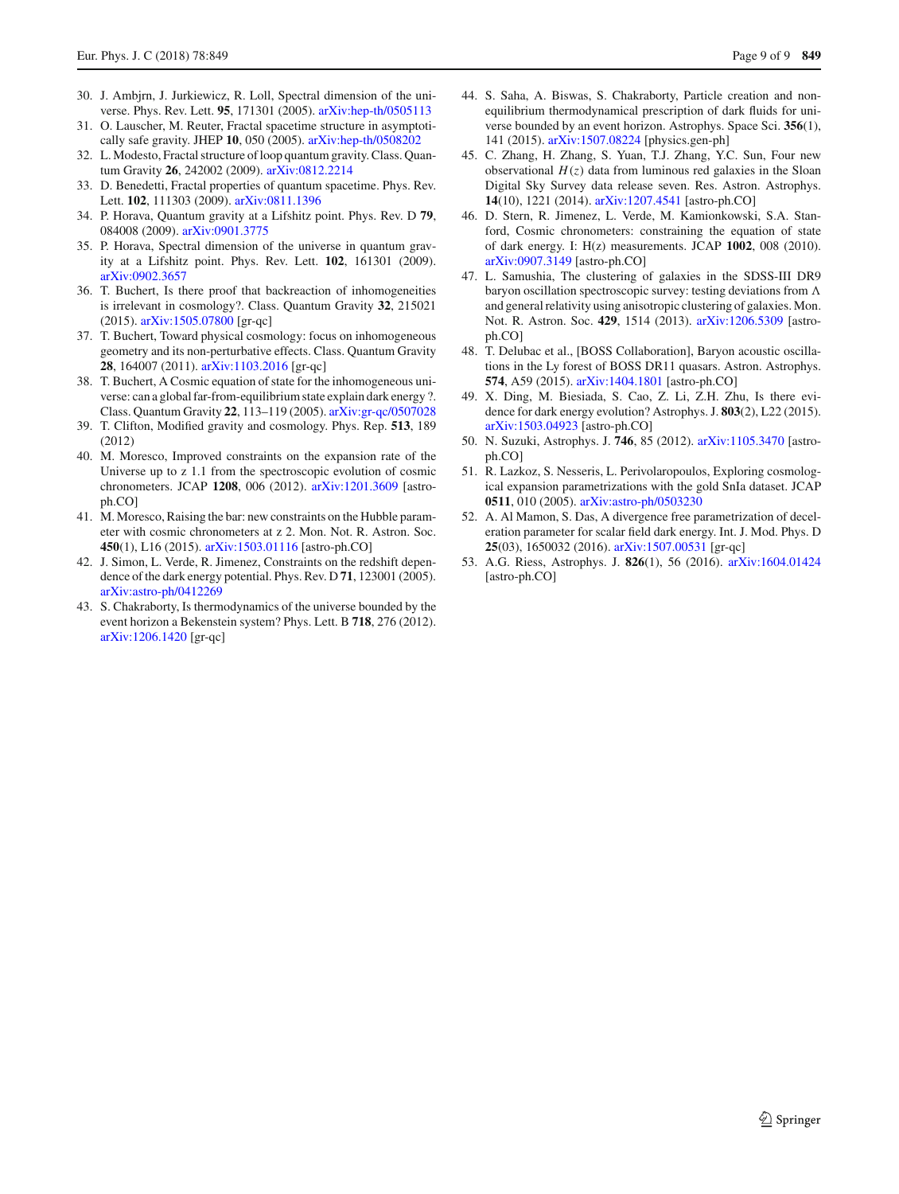30. J. Ambjrn, J. Jurkiewicz, R. Loll, Spectral dimension of the universe. Phys. Rev. Lett. **95**, 171301 (2005). arXiv:hep-th/0505113
31. O. Lauscher, M. Reuter, Fractal spacetime structure in asymptotically safe gravity. JHEP **10**, 050 (2005). arXiv:hep-th/0508202
32. L. Modesto, Fractal structure of loop quantum gravity. Class. Quantum Gravity **26**, 242002 (2009). arXiv:0812.2214
33. D. Benedetti, Fractal properties of quantum spacetime. Phys. Rev. Lett. **102**, 111303 (2009). arXiv:0811.1396
34. P. Horava, Quantum gravity at a Lifshitz point. Phys. Rev. D **79**, 084008 (2009). arXiv:0901.3775
35. P. Horava, Spectral dimension of the universe in quantum gravity at a Lifshitz point. Phys. Rev. Lett. **102**, 161301 (2009). arXiv:0902.3657
36. T. Buchert, Is there proof that backreaction of inhomogeneities is irrelevant in cosmology?. Class. Quantum Gravity **32**, 215021 (2015). arXiv:1505.07800 [gr-qc]
37. T. Buchert, Toward physical cosmology: focus on inhomogeneous geometry and its non-perturbative effects. Class. Quantum Gravity **28**, 164007 (2011). arXiv:1103.2016 [gr-qc]
38. T. Buchert, A Cosmic equation of state for the inhomogeneous universe: can a global far-from-equilibrium state explain dark energy ?. Class. Quantum Gravity **22**, 113–119 (2005). arXiv:gr-qc/0507028
39. T. Clifton, Modified gravity and cosmology. Phys. Rep. **513**, 189 (2012)
40. M. Moresco, Improved constraints on the expansion rate of the Universe up to z 1.1 from the spectroscopic evolution of cosmic chronometers. JCAP **1208**, 006 (2012). arXiv:1201.3609 [astro-ph.CO]
41. M. Moresco, Raising the bar: new constraints on the Hubble parameter with cosmic chronometers at z 2. Mon. Not. R. Astron. Soc. **450**(1), L16 (2015). arXiv:1503.01116 [astro-ph.CO]
42. J. Simon, L. Verde, R. Jimenez, Constraints on the redshift dependence of the dark energy potential. Phys. Rev. D **71**, 123001 (2005). arXiv:astro-ph/0412269
43. S. Chakraborty, Is thermodynamics of the universe bounded by the event horizon a Bekenstein system? Phys. Lett. B **718**, 276 (2012). arXiv:1206.1420 [gr-qc]
44. S. Saha, A. Biswas, S. Chakraborty, Particle creation and non-equilibrium thermodynamical prescription of dark fluids for universe bounded by an event horizon. Astrophys. Space Sci. **356**(1), 141 (2015). arXiv:1507.08224 [physics.gen-ph]
45. C. Zhang, H. Zhang, S. Yuan, T.J. Zhang, Y.C. Sun, Four new observational $H(z)$ data from luminous red galaxies in the Sloan Digital Sky Survey data release seven. Res. Astron. Astrophys. **14**(10), 1221 (2014). arXiv:1207.4541 [astro-ph.CO]
46. D. Stern, R. Jimenez, L. Verde, M. Kamionkowski, S.A. Stanford, Cosmic chronometers: constraining the equation of state of dark energy. I: H(z) measurements. JCAP **1002**, 008 (2010). arXiv:0907.3149 [astro-ph.CO]
47. L. Samushia, The clustering of galaxies in the SDSS-III DR9 baryon oscillation spectroscopic survey: testing deviations from $\Lambda$ and general relativity using anisotropic clustering of galaxies. Mon. Not. R. Astron. Soc. **429**, 1514 (2013). arXiv:1206.5309 [astro-ph.CO]
48. T. Delubac et al., [BOSS Collaboration], Baryon acoustic oscillations in the Ly forest of BOSS DR11 quasars. Astron. Astrophys. **574**, A59 (2015). arXiv:1404.1801 [astro-ph.CO]
49. X. Ding, M. Biesiada, S. Cao, Z. Li, Z.H. Zhu, Is there evidence for dark energy evolution? Astrophys. J. **803**(2), L22 (2015). arXiv:1503.04923 [astro-ph.CO]
50. N. Suzuki, Astrophys. J. **746**, 85 (2012). arXiv:1105.3470 [astro-ph.CO]
51. R. Lazkoz, S. Nesseris, L. Perivolaropoulos, Exploring cosmological expansion parametrizations with the gold SnIa dataset. JCAP **0511**, 010 (2005). arXiv:astro-ph/0503230
52. A. Al Mamon, S. Das, A divergence free parametrization of deceleration parameter for scalar field dark energy. Int. J. Mod. Phys. D **25**(03), 1650032 (2016). arXiv:1507.00531 [gr-qc]
53. A.G. Riess, Astrophys. J. **826**(1), 56 (2016). arXiv:1604.01424 [astro-ph.CO]